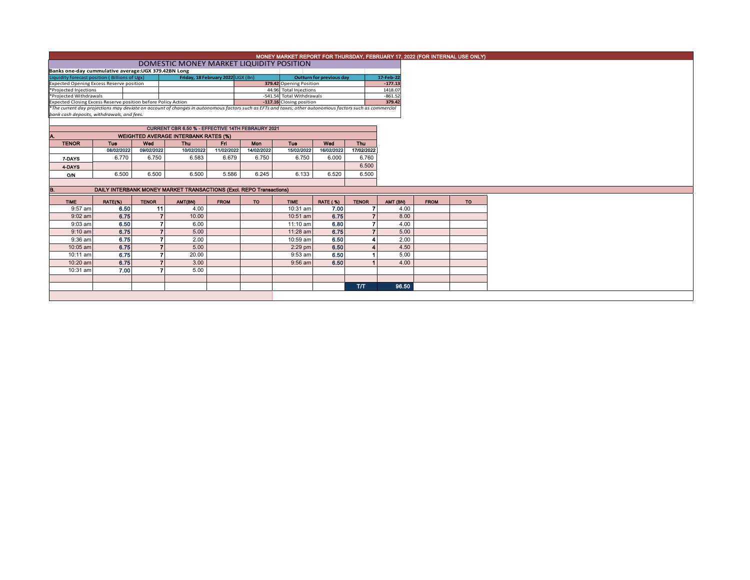# MONEY MARKET REPORT FOR THURSDAY, FEBRUARY 17, 2022 (FOR INTERNAL USE ONLY)

## DOMESTIC MONEY MARKET LIQUIDITY POSITION

**Banks one-day cummulative average:UGX 379.42BN Long**

| Liquidity forecast position ( Billions of Ugx) | Friday, 18 February 2022 UGX (Bn) | Outturn for previous day | 17-Feb-22 |
|---|---|---|---|
| Expected Opening Excess Reserve position | 379.42 | Opening Position | -177.13 |
| *Projected Injections | 44.96 | Total Injections | 1418.07 |
| *Projected Withdrawals | -541.54 | Total Withdrawals | -861.52 |
| Expected Closing Excess Reserve position before Policy Action | -117.16 | Closing position | 379.42 |

*The current day projections may deviate on account of changes in autonomous factors such as EFTs and taxes; other autonomous factors such as commercial bank cash deposits, withdrawals, and fees.*

### CURRENT CBR 6.50 % - EFFECTIVE 14TH FEBRAURY 2021

### A. WEIGHTED AVERAGE INTERBANK RATES (%)

| TENOR | Tue | Wed | Thu | Fri | Mon | Tue | Wed | Thu |
|---|---|---|---|---|---|---|---|---|
| | 08/02/2022 | 09/02/2022 | 10/02/2022 | 11/02/2022 | 14/02/2022 | 15/02/2022 | 16/02/2022 | 17/02/2022 |
| 7-DAYS | 6.770 | 6.750 | 6.583 | 6.679 | 6.750 | 6.750 | 6.000 | 6.760 |
| 4-DAYS | | | | | | | | 6.500 |
| O/N | 6.500 | 6.500 | 6.500 | 5.586 | 6.245 | 6.133 | 6.520 | 6.500 |

### B. DAILY INTERBANK MONEY MARKET TRANSACTIONS (Excl. REPO Transactions)

| TIME | RATE(%) | TENOR | AMT(BN) | FROM | TO | TIME | RATE ( %) | TENOR | AMT (BN) | FROM | TO |
|---|---|---|---|---|---|---|---|---|---|---|---|
| 9:57 am | 6.50 | 11 | 4.00 | | | 10:31 am | 7.00 | 7 | 4.00 | | |
| 9:02 am | 6.75 | 7 | 10.00 | | | 10:51 am | 6.75 | 7 | 8.00 | | |
| 9:03 am | 6.50 | 7 | 6.00 | | | 11:10 am | 6.80 | 7 | 4.00 | | |
| 9:10 am | 6.75 | 7 | 5.00 | | | 11:28 am | 6.75 | 7 | 5.00 | | |
| 9:36 am | 6.75 | 7 | 2.00 | | | 10:59 am | 6.50 | 4 | 2.00 | | |
| 10:05 am | 6.75 | 7 | 5.00 | | | 2:29 pm | 6.50 | 4 | 4.50 | | |
| 10:11 am | 6.75 | 7 | 20.00 | | | 9:53 am | 6.50 | 1 | 5.00 | | |
| 10:20 am | 6.75 | 7 | 3.00 | | | 9:56 am | 6.50 | 1 | 4.00 | | |
| 10:31 am | 7.00 | 7 | 5.00 | | | | | | | | |
| | | | | | | | | T/T | 96.50 | | |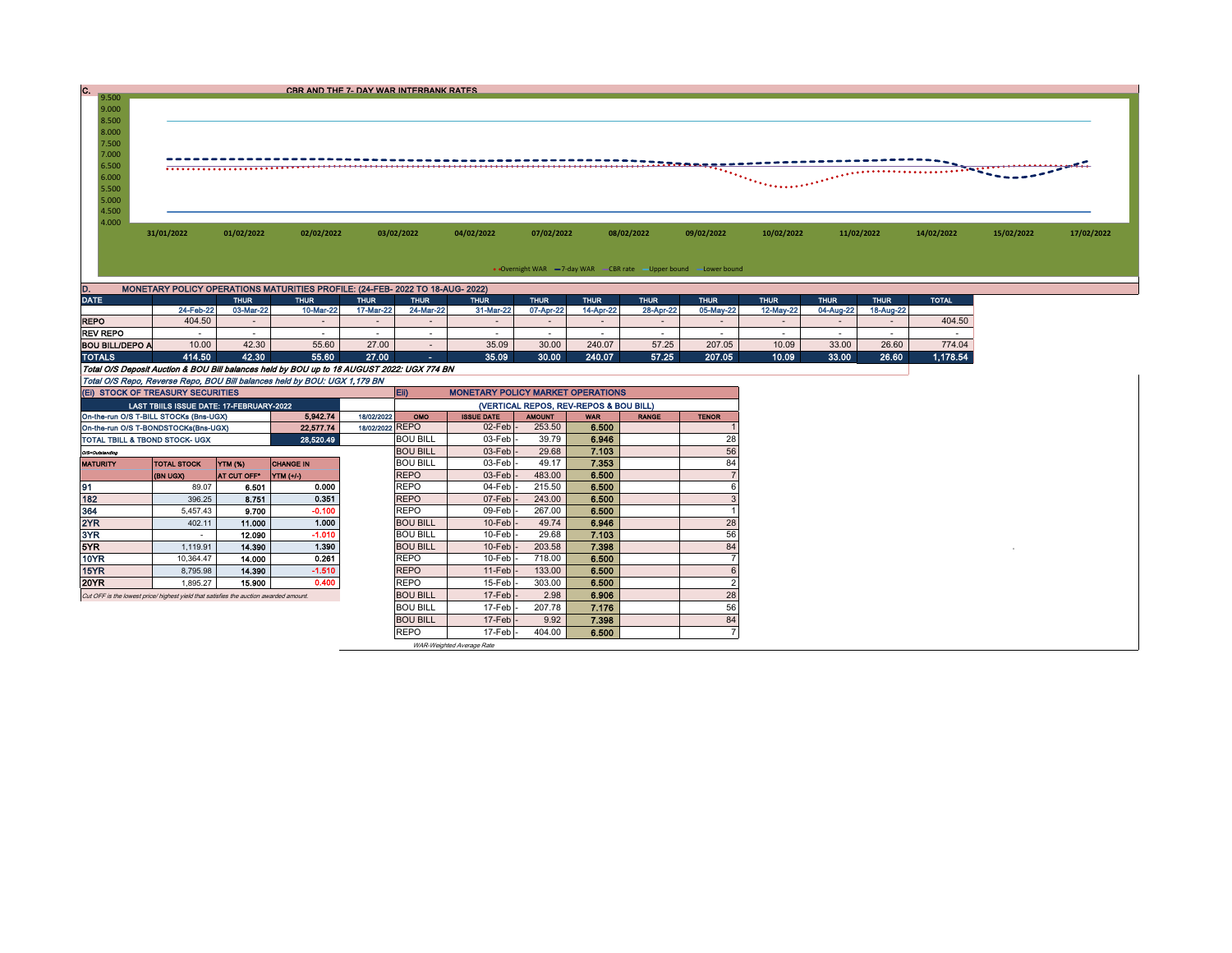## C. CBR AND THE 7- DAY WAR INTERBANK RATES

Y-axis: 9.500, 9.000, 8.500, 8.000, 7.500, 7.000, 6.500, 6.000, 5.500, 5.000, 4.500, 4.000

X-axis: 31/01/2022, 01/02/2022, 02/02/2022, 03/02/2022, 04/02/2022, 07/02/2022, 08/02/2022, 09/02/2022, 10/02/2022, 11/02/2022, 14/02/2022, 15/02/2022, 17/02/2022

Legend: Overnight WAR, 7-day WAR, CBR rate, Upper bound, Lower bound

## D. MONETARY POLICY OPERATIONS MATURITIES PROFILE: (24-FEB- 2022 TO 18-AUG- 2022)

| DATE | | THUR | THUR | THUR | THUR | THUR | THUR | THUR | THUR | THUR | THUR | THUR | THUR | TOTAL |
|---|---|---|---|---|---|---|---|---|---|---|---|---|---|---|
| | 24-Feb-22 | 03-Mar-22 | 10-Mar-22 | 17-Mar-22 | 24-Mar-22 | 31-Mar-22 | 07-Apr-22 | 14-Apr-22 | 28-Apr-22 | 05-May-22 | 12-May-22 | 04-Aug-22 | 18-Aug-22 | |
| REPO | 404.50 | - | - | - | - | - | - | - | - | - | - | - | - | 404.50 |
| REV REPO | - | - | - | - | - | - | - | - | - | - | - | - | - | - |
| BOU BILL/DEPO A | 10.00 | 42.30 | 55.60 | 27.00 | - | 35.09 | 30.00 | 240.07 | 57.25 | 207.05 | 10.09 | 33.00 | 26.60 | 774.04 |
| TOTALS | 414.50 | 42.30 | 55.60 | 27.00 | - | 35.09 | 30.00 | 240.07 | 57.25 | 207.05 | 10.09 | 33.00 | 26.60 | 1,178.54 |

*Total O/S Deposit Auction & BOU Bill balances held by BOU up to 18 AUGUST 2022: UGX 774 BN*

*Total O/S Repo, Reverse Repo, BOU Bill balances held by BOU: UGX 1,179 BN*

## (Ei) STOCK OF TREASURY SECURITIES

| LAST TBIILS ISSUE DATE: 17-FEBRUARY-2022 | | |
|---|---|---|
| On-the-run O/S T-BILL STOCKs (Bns-UGX) | 5,942.74 | 18/02/2022 |
| On-the-run O/S T-BONDSTOCKs(Bns-UGX) | 22,577.74 | 18/02/2022 |
| TOTAL TBILL & TBOND STOCK- UGX | 28,520.49 | |

*O/S=Outstanding*

| MATURITY | TOTAL STOCK (BN UGX) | YTM (%) AT CUT OFF* | CHANGE IN YTM (+/-) |
|---|---|---|---|
| 91 | 89.07 | 6.501 | 0.000 |
| 182 | 396.25 | 8.751 | 0.351 |
| 364 | 5,457.43 | 9.700 | -0.100 |
| 2YR | 402.11 | 11.000 | 1.000 |
| 3YR | - | 12.090 | -1.010 |
| 5YR | 1,119.91 | 14.390 | 1.390 |
| 10YR | 10,364.47 | 14.000 | 0.261 |
| 15YR | 8,795.98 | 14.390 | -1.510 |
| 20YR | 1,895.27 | 15.900 | 0.400 |

*Cut OFF is the lowest price/ highest yield that satisfies the auction awarded amount.*

## Eii) MONETARY POLICY MARKET OPERATIONS

(VERTICAL REPOS, REV-REPOS & BOU BILL)

| OMO | ISSUE DATE | AMOUNT | WAR | RANGE | TENOR |
|---|---|---|---|---|---|
| REPO | 02-Feb | 253.50 | 6.500 | | 1 |
| BOU BILL | 03-Feb | 39.79 | 6.946 | | 28 |
| BOU BILL | 03-Feb | 29.68 | 7.103 | | 56 |
| BOU BILL | 03-Feb | 49.17 | 7.353 | | 84 |
| REPO | 03-Feb | 483.00 | 6.500 | | 7 |
| REPO | 04-Feb | 215.50 | 6.500 | | 6 |
| REPO | 07-Feb | 243.00 | 6.500 | | 3 |
| REPO | 09-Feb | 267.00 | 6.500 | | 1 |
| BOU BILL | 10-Feb | 49.74 | 6.946 | | 28 |
| BOU BILL | 10-Feb | 29.68 | 7.103 | | 56 |
| BOU BILL | 10-Feb | 203.58 | 7.398 | | 84 |
| REPO | 10-Feb | 718.00 | 6.500 | | 7 |
| REPO | 11-Feb | 133.00 | 6.500 | | 6 |
| REPO | 15-Feb | 303.00 | 6.500 | | 2 |
| BOU BILL | 17-Feb | 2.98 | 6.906 | | 28 |
| BOU BILL | 17-Feb | 207.78 | 7.176 | | 56 |
| BOU BILL | 17-Feb | 9.92 | 7.398 | | 84 |
| REPO | 17-Feb | 404.00 | 6.500 | | 7 |

*WAR-Weighted Average Rate*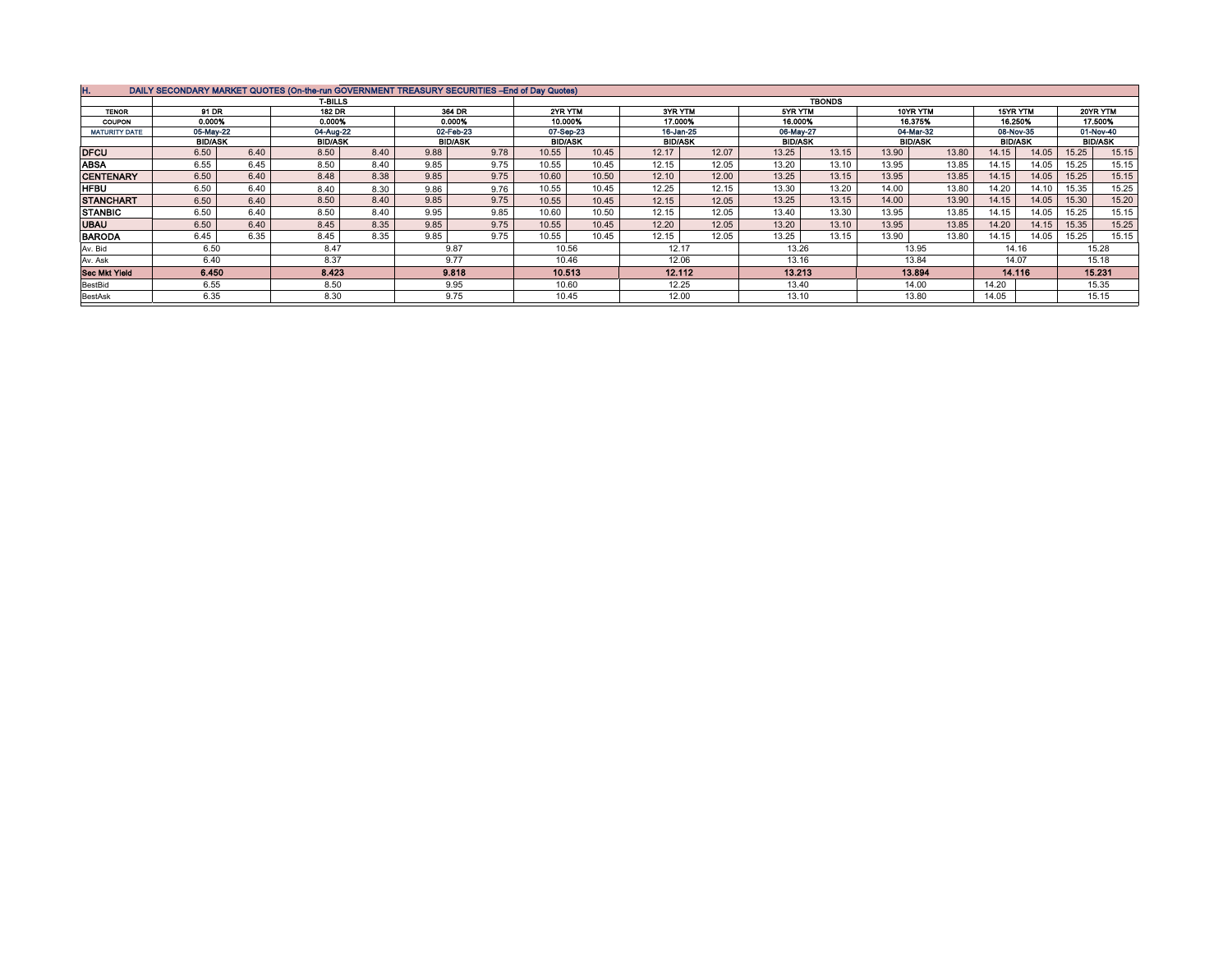**H. DAILY SECONDARY MARKET QUOTES (On-the-run GOVERNMENT TREASURY SECURITIES –End of Day Quotes)**

| | T-BILLS | | | | | | TBONDS | | | | | | | | | | | |
|---|---|---|---|---|---|---|---|---|---|---|---|---|---|---|---|---|---|---|
| **TENOR** | **91 DR** | | **182 DR** | | **364 DR** | | **2YR YTM** | | **3YR YTM** | | **5YR YTM** | | **10YR YTM** | | **15YR YTM** | | **20YR YTM** | |
| **COUPON** | **0.000%** | | **0.000%** | | **0.000%** | | **10.000%** | | **17.000%** | | **16.000%** | | **16.375%** | | **16.250%** | | **17.500%** | |
| **MATURITY DATE** | **05-May-22** | | **04-Aug-22** | | **02-Feb-23** | | **07-Sep-23** | | **16-Jan-25** | | **06-May-27** | | **04-Mar-32** | | **08-Nov-35** | | **01-Nov-40** | |
| | **BID/ASK** | | **BID/ASK** | | **BID/ASK** | | **BID/ASK** | | **BID/ASK** | | **BID/ASK** | | **BID/ASK** | | **BID/ASK** | | **BID/ASK** | |
| **DFCU** | 6.50 | 6.40 | 8.50 | 8.40 | 9.88 | 9.78 | 10.55 | 10.45 | 12.17 | 12.07 | 13.25 | 13.15 | 13.90 | 13.80 | 14.15 | 14.05 | 15.25 | 15.15 |
| **ABSA** | 6.55 | 6.45 | 8.50 | 8.40 | 9.85 | 9.75 | 10.55 | 10.45 | 12.15 | 12.05 | 13.20 | 13.10 | 13.95 | 13.85 | 14.15 | 14.05 | 15.25 | 15.15 |
| **CENTENARY** | 6.50 | 6.40 | 8.48 | 8.38 | 9.85 | 9.75 | 10.60 | 10.50 | 12.10 | 12.00 | 13.25 | 13.15 | 13.95 | 13.85 | 14.15 | 14.05 | 15.25 | 15.15 |
| **HFBU** | 6.50 | 6.40 | 8.40 | 8.30 | 9.86 | 9.76 | 10.55 | 10.45 | 12.25 | 12.15 | 13.30 | 13.20 | 14.00 | 13.80 | 14.20 | 14.10 | 15.35 | 15.25 |
| **STANCHART** | 6.50 | 6.40 | 8.50 | 8.40 | 9.85 | 9.75 | 10.55 | 10.45 | 12.15 | 12.05 | 13.25 | 13.15 | 14.00 | 13.90 | 14.15 | 14.05 | 15.30 | 15.20 |
| **STANBIC** | 6.50 | 6.40 | 8.50 | 8.40 | 9.95 | 9.85 | 10.60 | 10.50 | 12.15 | 12.05 | 13.40 | 13.30 | 13.95 | 13.85 | 14.15 | 14.05 | 15.25 | 15.15 |
| **UBAU** | 6.50 | 6.40 | 8.45 | 8.35 | 9.85 | 9.75 | 10.55 | 10.45 | 12.20 | 12.05 | 13.20 | 13.10 | 13.95 | 13.85 | 14.20 | 14.15 | 15.35 | 15.25 |
| **BARODA** | 6.45 | 6.35 | 8.45 | 8.35 | 9.85 | 9.75 | 10.55 | 10.45 | 12.15 | 12.05 | 13.25 | 13.15 | 13.90 | 13.80 | 14.15 | 14.05 | 15.25 | 15.15 |
| Av. Bid | 6.50 | | 8.47 | | 9.87 | | 10.56 | | 12.17 | | 13.26 | | 13.95 | | 14.16 | | 15.28 | |
| Av. Ask | 6.40 | | 8.37 | | 9.77 | | 10.46 | | 12.06 | | 13.16 | | 13.84 | | 14.07 | | 15.18 | |
| **Sec Mkt Yield** | **6.450** | | **8.423** | | **9.818** | | **10.513** | | **12.112** | | **13.213** | | **13.894** | | **14.116** | | **15.231** | |
| BestBid | 6.55 | | 8.50 | | 9.95 | | 10.60 | | 12.25 | | 13.40 | | 14.00 | | 14.20 | | 15.35 | |
| BestAsk | 6.35 | | 8.30 | | 9.75 | | 10.45 | | 12.00 | | 13.10 | | 13.80 | | 14.05 | | 15.15 | |